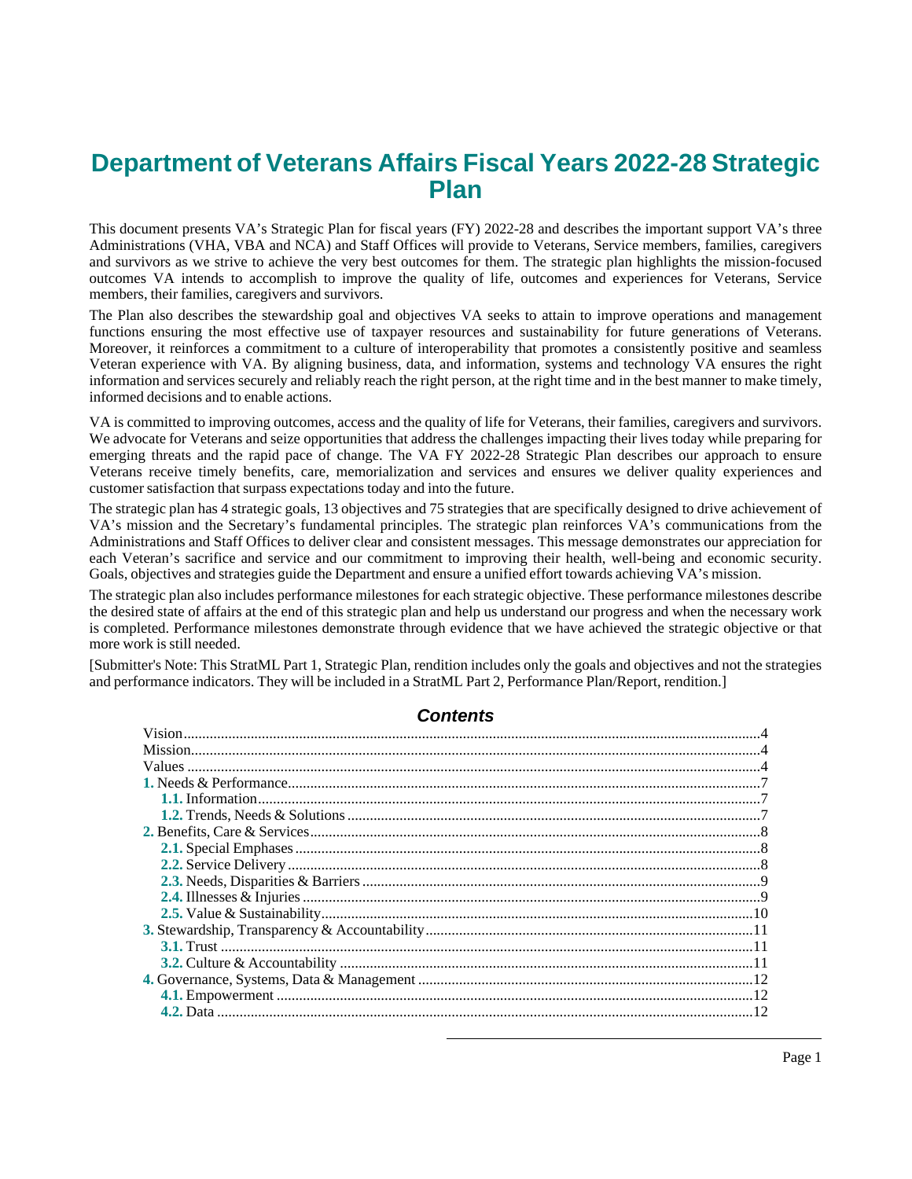# Department of Veterans Affairs Fiscal Years 2022-28 Strategic Plan

This document presents VA's Strategic Plan for fiscal years (FY) 2022-28 and describes the important support VA's three Administrations (VHA, VBA and NCA) and Staff Offices will provide to Veterans, Service members, families, caregivers and survivors as we strive to achieve the very best outcomes for them. The strategic plan highlights the mission-focused outcomes VA intends to accomplish to improve the quality of life, outcomes and experiences for Veterans, Service members, their families, caregivers and survivors.

The Plan also describes the stewardship goal and objectives VA seeks to attain to improve operations and management functions ensuring the most effective use of taxpayer resources and sustainability for future generations of Veterans. Moreover, it reinforces a commitment to a culture of interoperability that promotes a consistently positive and seamless Veteran experience with VA. By aligning business, data, and information, systems and technology VA ensures the right information and services securely and reliably reach the right person, at the right time and in the best manner to make timely, informed decisions and to enable actions.

VA is committed to improving outcomes, access and the quality of life for Veterans, their families, caregivers and survivors. We advocate for Veterans and seize opportunities that address the challenges impacting their lives today while preparing for emerging threats and the rapid pace of change. The VA FY 2022-28 Strategic Plan describes our approach to ensure Veterans receive timely benefits, care, memorialization and services and ensures we deliver quality experiences and customer satisfaction that surpass expectations today and into the future.

The strategic plan has 4 strategic goals, 13 objectives and 75 strategies that are specifically designed to drive achievement of VA's mission and the Secretary's fundamental principles. The strategic plan reinforces VA's communications from the Administrations and Staff Offices to deliver clear and consistent messages. This message demonstrates our appreciation for each Veteran's sacrifice and service and our commitment to improving their health, well-being and economic security. Goals, objectives and strategies guide the Department and ensure a unified effort towards achieving VA's mission.

The strategic plan also includes performance milestones for each strategic objective. These performance milestones describe the desired state of affairs at the end of this strategic plan and help us understand our progress and when the necessary work is completed. Performance milestones demonstrate through evidence that we have achieved the strategic objective or that more work is still needed.

[Submitter's Note: This StratML Part 1, Strategic Plan, rendition includes only the goals and objectives and not the strategies and performance indicators. They will be included in a StratML Part 2, Performance Plan/Report, rendition.]

### *Contents*

- Vision ... 4
- Mission ... 4
- Values ... 4
- **1.** Needs & Performance ... 7
  - **1.1.** Information ... 7
  - **1.2.** Trends, Needs & Solutions ... 7
- **2.** Benefits, Care & Services ... 8
  - **2.1.** Special Emphases ... 8
  - **2.2.** Service Delivery ... 8
  - **2.3.** Needs, Disparities & Barriers ... 9
  - **2.4.** Illnesses & Injuries ... 9
  - **2.5.** Value & Sustainability ... 10
- **3.** Stewardship, Transparency & Accountability ... 11
  - **3.1.** Trust ... 11
  - **3.2.** Culture & Accountability ... 11
- **4.** Governance, Systems, Data & Management ... 12
  - **4.1.** Empowerment ... 12
  - **4.2.** Data ... 12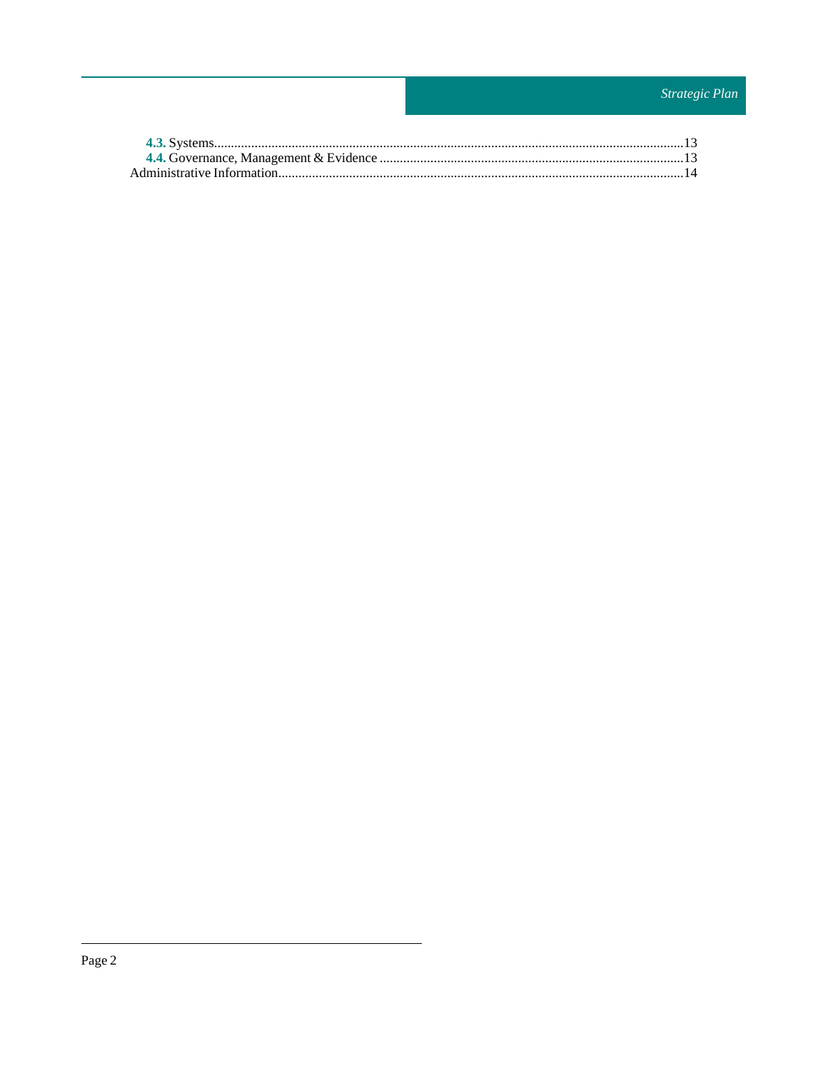**4.3.** Systems....................................................................................................................................13
**4.4.** Governance, Management & Evidence .........................................................................................13
Administrative Information...............................................................................................................14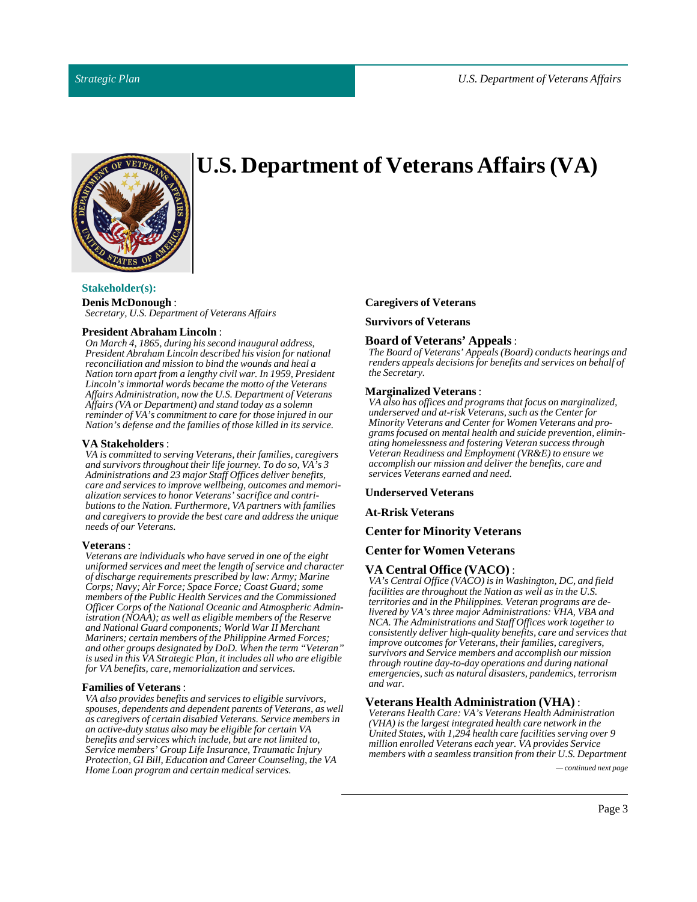# U.S. Department of Veterans Affairs (VA)

### Stakeholder(s):

**Denis McDonough** :
*Secretary, U.S. Department of Veterans Affairs*

**President Abraham Lincoln** :
*On March 4, 1865, during his second inaugural address, President Abraham Lincoln described his vision for national reconciliation and mission to bind the wounds and heal a Nation torn apart from a lengthy civil war. In 1959, President Lincoln's immortal words became the motto of the Veterans Affairs Administration, now the U.S. Department of Veterans Affairs (VA or Department) and stand today as a solemn reminder of VA's commitment to care for those injured in our Nation's defense and the families of those killed in its service.*

**VA Stakeholders** :
*VA is committed to serving Veterans, their families, caregivers and survivors throughout their life journey. To do so, VA's 3 Administrations and 23 major Staff Offices deliver benefits, care and services to improve wellbeing, outcomes and memorialization services to honor Veterans' sacrifice and contributions to the Nation. Furthermore, VA partners with families and caregivers to provide the best care and address the unique needs of our Veterans.*

**Veterans** :
*Veterans are individuals who have served in one of the eight uniformed services and meet the length of service and character of discharge requirements prescribed by law: Army; Marine Corps; Navy; Air Force; Space Force; Coast Guard; some members of the Public Health Services and the Commissioned Officer Corps of the National Oceanic and Atmospheric Administration (NOAA); as well as eligible members of the Reserve and National Guard components; World War II Merchant Mariners; certain members of the Philippine Armed Forces; and other groups designated by DoD. When the term "Veteran" is used in this VA Strategic Plan, it includes all who are eligible for VA benefits, care, memorialization and services.*

**Families of Veterans** :
*VA also provides benefits and services to eligible survivors, spouses, dependents and dependent parents of Veterans, as well as caregivers of certain disabled Veterans. Service members in an active-duty status also may be eligible for certain VA benefits and services which include, but are not limited to, Service members' Group Life Insurance, Traumatic Injury Protection, GI Bill, Education and Career Counseling, the VA Home Loan program and certain medical services.*

**Caregivers of Veterans**

**Survivors of Veterans**

**Board of Veterans' Appeals** :
*The Board of Veterans' Appeals (Board) conducts hearings and renders appeals decisions for benefits and services on behalf of the Secretary.*

**Marginalized Veterans** :
*VA also has offices and programs that focus on marginalized, underserved and at-risk Veterans, such as the Center for Minority Veterans and Center for Women Veterans and programs focused on mental health and suicide prevention, eliminating homelessness and fostering Veteran success through Veteran Readiness and Employment (VR&E) to ensure we accomplish our mission and deliver the benefits, care and services Veterans earned and need.*

**Underserved Veterans**

**At-Rrisk Veterans**

**Center for Minority Veterans**

**Center for Women Veterans**

**VA Central Office (VACO)** :
*VA's Central Office (VACO) is in Washington, DC, and field facilities are throughout the Nation as well as in the U.S. territories and in the Philippines. Veteran programs are delivered by VA's three major Administrations: VHA, VBA and NCA. The Administrations and Staff Offices work together to consistently deliver high-quality benefits, care and services that improve outcomes for Veterans, their families, caregivers, survivors and Service members and accomplish our mission through routine day-to-day operations and during national emergencies, such as natural disasters, pandemics, terrorism and war.*

**Veterans Health Administration (VHA)** :
*Veterans Health Care: VA's Veterans Health Administration (VHA) is the largest integrated health care network in the United States, with 1,294 health care facilities serving over 9 million enrolled Veterans each year. VA provides Service members with a seamless transition from their U.S. Department*

*— continued next page*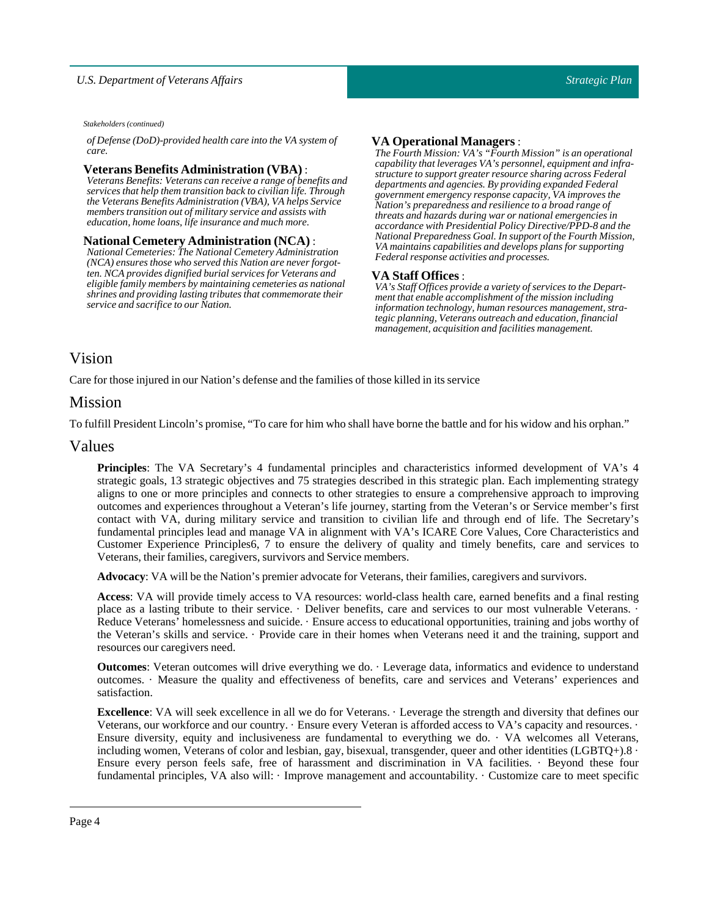*Stakeholders (continued)*

*of Defense (DoD)-provided health care into the VA system of care.*

**Veterans Benefits Administration (VBA)** :
*Veterans Benefits: Veterans can receive a range of benefits and services that help them transition back to civilian life. Through the Veterans Benefits Administration (VBA), VA helps Service members transition out of military service and assists with education, home loans, life insurance and much more.*

**National Cemetery Administration (NCA)** :
*National Cemeteries: The National Cemetery Administration (NCA) ensures those who served this Nation are never forgotten. NCA provides dignified burial services for Veterans and eligible family members by maintaining cemeteries as national shrines and providing lasting tributes that commemorate their service and sacrifice to our Nation.*

**VA Operational Managers** :
*The Fourth Mission: VA's "Fourth Mission" is an operational capability that leverages VA's personnel, equipment and infrastructure to support greater resource sharing across Federal departments and agencies. By providing expanded Federal government emergency response capacity, VA improves the Nation's preparedness and resilience to a broad range of threats and hazards during war or national emergencies in accordance with Presidential Policy Directive/PPD-8 and the National Preparedness Goal. In support of the Fourth Mission, VA maintains capabilities and develops plans for supporting Federal response activities and processes.*

**VA Staff Offices** :
*VA's Staff Offices provide a variety of services to the Department that enable accomplishment of the mission including information technology, human resources management, strategic planning, Veterans outreach and education, financial management, acquisition and facilities management.*

## Vision

Care for those injured in our Nation's defense and the families of those killed in its service

## Mission

To fulfill President Lincoln's promise, "To care for him who shall have borne the battle and for his widow and his orphan."

## Values

**Principles**: The VA Secretary's 4 fundamental principles and characteristics informed development of VA's 4 strategic goals, 13 strategic objectives and 75 strategies described in this strategic plan. Each implementing strategy aligns to one or more principles and connects to other strategies to ensure a comprehensive approach to improving outcomes and experiences throughout a Veteran's life journey, starting from the Veteran's or Service member's first contact with VA, during military service and transition to civilian life and through end of life. The Secretary's fundamental principles lead and manage VA in alignment with VA's ICARE Core Values, Core Characteristics and Customer Experience Principles6, 7 to ensure the delivery of quality and timely benefits, care and services to Veterans, their families, caregivers, survivors and Service members.

**Advocacy**: VA will be the Nation's premier advocate for Veterans, their families, caregivers and survivors.

**Access**: VA will provide timely access to VA resources: world-class health care, earned benefits and a final resting place as a lasting tribute to their service. · Deliver benefits, care and services to our most vulnerable Veterans. · Reduce Veterans' homelessness and suicide. · Ensure access to educational opportunities, training and jobs worthy of the Veteran's skills and service. · Provide care in their homes when Veterans need it and the training, support and resources our caregivers need.

**Outcomes**: Veteran outcomes will drive everything we do. · Leverage data, informatics and evidence to understand outcomes. · Measure the quality and effectiveness of benefits, care and services and Veterans' experiences and satisfaction.

**Excellence**: VA will seek excellence in all we do for Veterans. · Leverage the strength and diversity that defines our Veterans, our workforce and our country. · Ensure every Veteran is afforded access to VA's capacity and resources. · Ensure diversity, equity and inclusiveness are fundamental to everything we do. · VA welcomes all Veterans, including women, Veterans of color and lesbian, gay, bisexual, transgender, queer and other identities (LGBTQ+).8 · Ensure every person feels safe, free of harassment and discrimination in VA facilities. · Beyond these four fundamental principles, VA also will: · Improve management and accountability. · Customize care to meet specific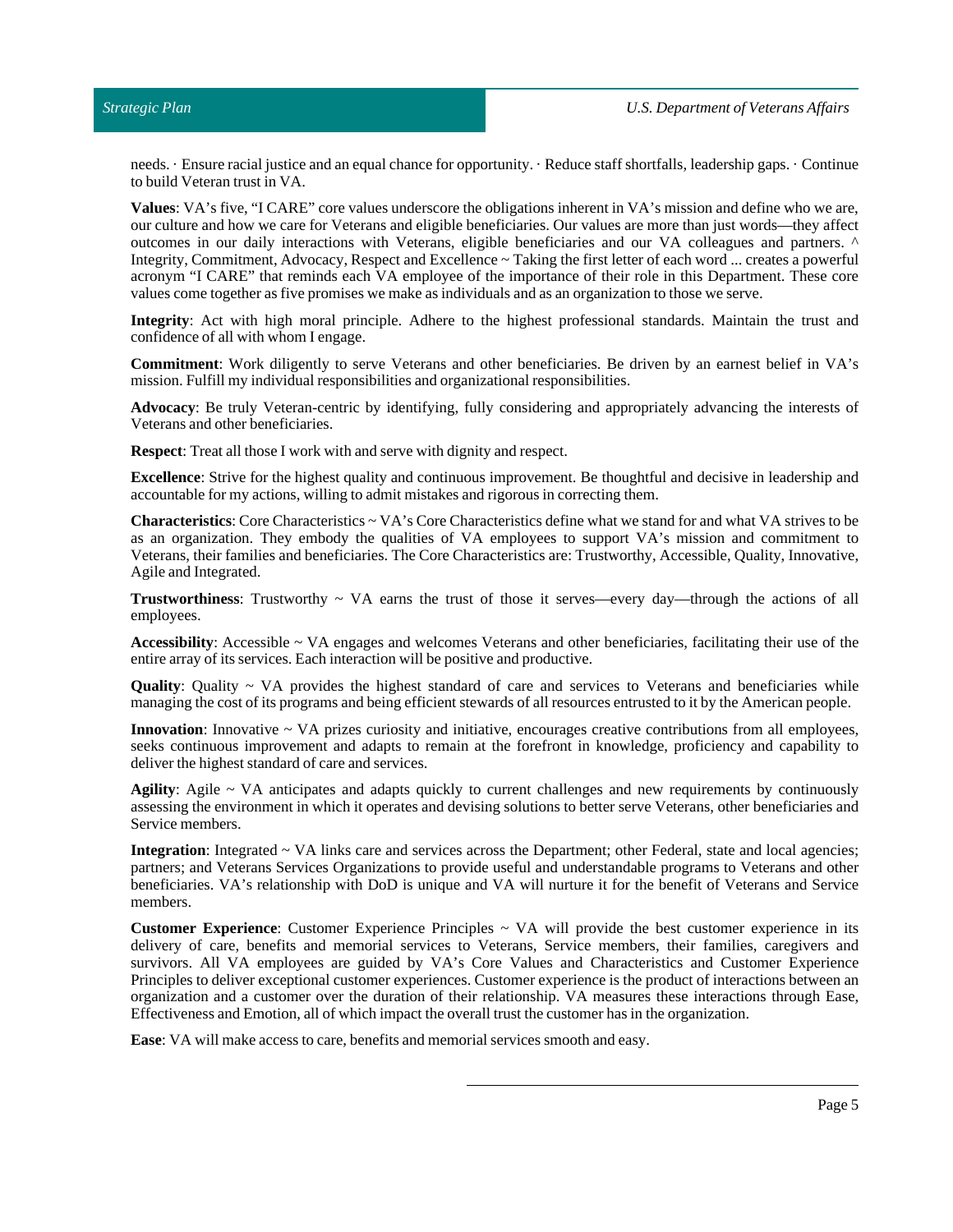needs. · Ensure racial justice and an equal chance for opportunity. · Reduce staff shortfalls, leadership gaps. · Continue to build Veteran trust in VA.

**Values**: VA's five, "I CARE" core values underscore the obligations inherent in VA's mission and define who we are, our culture and how we care for Veterans and eligible beneficiaries. Our values are more than just words—they affect outcomes in our daily interactions with Veterans, eligible beneficiaries and our VA colleagues and partners. ^ Integrity, Commitment, Advocacy, Respect and Excellence ~ Taking the first letter of each word ... creates a powerful acronym "I CARE" that reminds each VA employee of the importance of their role in this Department. These core values come together as five promises we make as individuals and as an organization to those we serve.

**Integrity**: Act with high moral principle. Adhere to the highest professional standards. Maintain the trust and confidence of all with whom I engage.

**Commitment**: Work diligently to serve Veterans and other beneficiaries. Be driven by an earnest belief in VA's mission. Fulfill my individual responsibilities and organizational responsibilities.

**Advocacy**: Be truly Veteran-centric by identifying, fully considering and appropriately advancing the interests of Veterans and other beneficiaries.

**Respect**: Treat all those I work with and serve with dignity and respect.

**Excellence**: Strive for the highest quality and continuous improvement. Be thoughtful and decisive in leadership and accountable for my actions, willing to admit mistakes and rigorous in correcting them.

**Characteristics**: Core Characteristics ~ VA's Core Characteristics define what we stand for and what VA strives to be as an organization. They embody the qualities of VA employees to support VA's mission and commitment to Veterans, their families and beneficiaries. The Core Characteristics are: Trustworthy, Accessible, Quality, Innovative, Agile and Integrated.

**Trustworthiness**: Trustworthy ~ VA earns the trust of those it serves—every day—through the actions of all employees.

**Accessibility**: Accessible ~ VA engages and welcomes Veterans and other beneficiaries, facilitating their use of the entire array of its services. Each interaction will be positive and productive.

**Quality**: Quality ~ VA provides the highest standard of care and services to Veterans and beneficiaries while managing the cost of its programs and being efficient stewards of all resources entrusted to it by the American people.

**Innovation**: Innovative ~ VA prizes curiosity and initiative, encourages creative contributions from all employees, seeks continuous improvement and adapts to remain at the forefront in knowledge, proficiency and capability to deliver the highest standard of care and services.

**Agility**: Agile ~ VA anticipates and adapts quickly to current challenges and new requirements by continuously assessing the environment in which it operates and devising solutions to better serve Veterans, other beneficiaries and Service members.

**Integration**: Integrated ~ VA links care and services across the Department; other Federal, state and local agencies; partners; and Veterans Services Organizations to provide useful and understandable programs to Veterans and other beneficiaries. VA's relationship with DoD is unique and VA will nurture it for the benefit of Veterans and Service members.

**Customer Experience**: Customer Experience Principles ~ VA will provide the best customer experience in its delivery of care, benefits and memorial services to Veterans, Service members, their families, caregivers and survivors. All VA employees are guided by VA's Core Values and Characteristics and Customer Experience Principles to deliver exceptional customer experiences. Customer experience is the product of interactions between an organization and a customer over the duration of their relationship. VA measures these interactions through Ease, Effectiveness and Emotion, all of which impact the overall trust the customer has in the organization.

**Ease**: VA will make access to care, benefits and memorial services smooth and easy.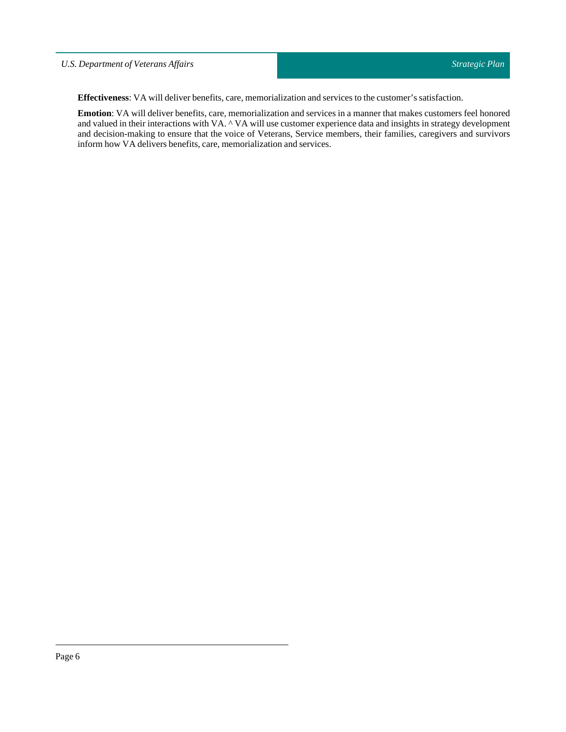**Effectiveness**: VA will deliver benefits, care, memorialization and services to the customer's satisfaction.

**Emotion**: VA will deliver benefits, care, memorialization and services in a manner that makes customers feel honored and valued in their interactions with VA. ^ VA will use customer experience data and insights in strategy development and decision-making to ensure that the voice of Veterans, Service members, their families, caregivers and survivors inform how VA delivers benefits, care, memorialization and services.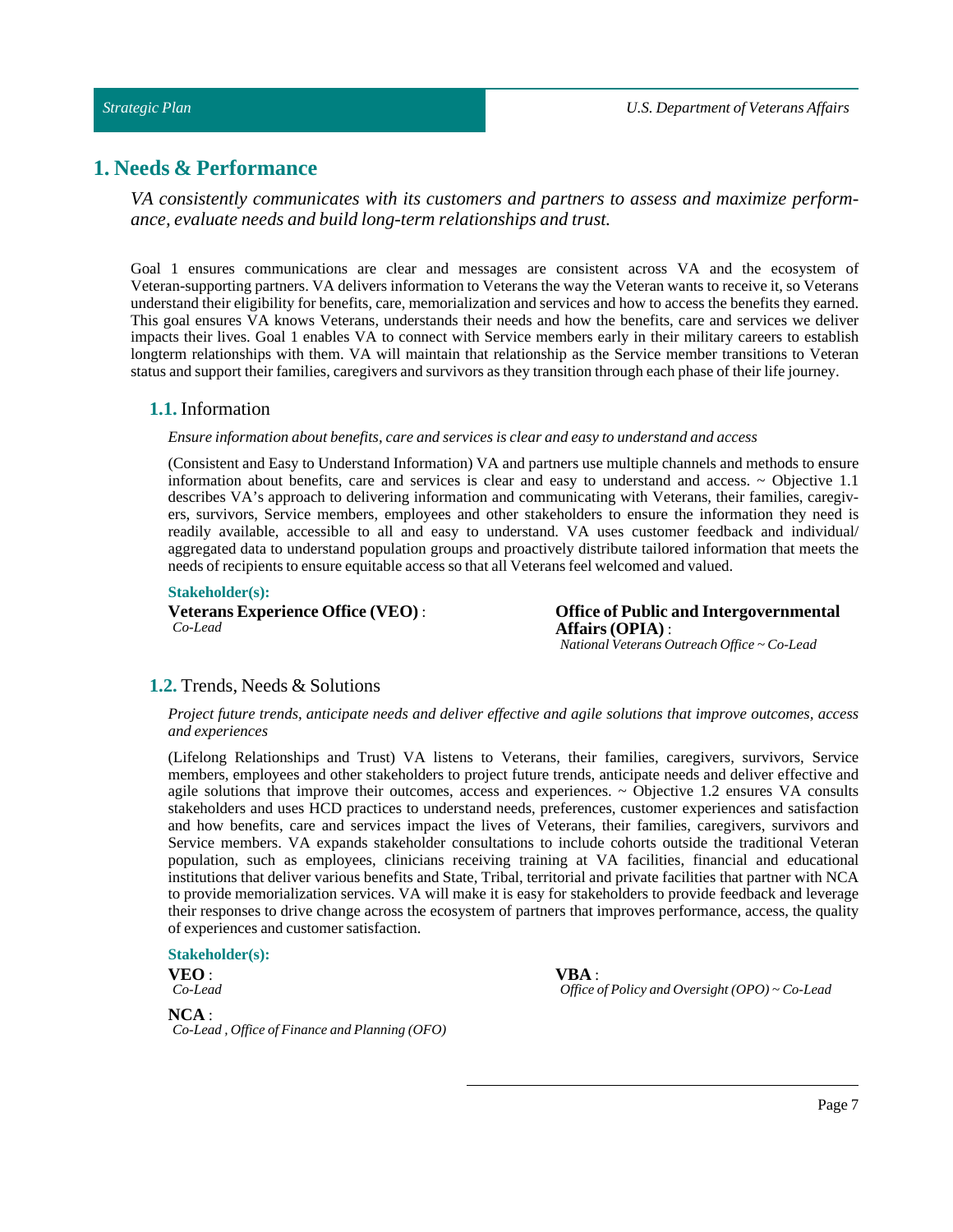# 1. Needs & Performance

*VA consistently communicates with its customers and partners to assess and maximize performance, evaluate needs and build long-term relationships and trust.*

Goal 1 ensures communications are clear and messages are consistent across VA and the ecosystem of Veteran-supporting partners. VA delivers information to Veterans the way the Veteran wants to receive it, so Veterans understand their eligibility for benefits, care, memorialization and services and how to access the benefits they earned. This goal ensures VA knows Veterans, understands their needs and how the benefits, care and services we deliver impacts their lives. Goal 1 enables VA to connect with Service members early in their military careers to establish longterm relationships with them. VA will maintain that relationship as the Service member transitions to Veteran status and support their families, caregivers and survivors as they transition through each phase of their life journey.

## 1.1. Information

*Ensure information about benefits, care and services is clear and easy to understand and access*

(Consistent and Easy to Understand Information) VA and partners use multiple channels and methods to ensure information about benefits, care and services is clear and easy to understand and access. ~ Objective 1.1 describes VA's approach to delivering information and communicating with Veterans, their families, caregivers, survivors, Service members, employees and other stakeholders to ensure the information they need is readily available, accessible to all and easy to understand. VA uses customer feedback and individual/aggregated data to understand population groups and proactively distribute tailored information that meets the needs of recipients to ensure equitable access so that all Veterans feel welcomed and valued.

**Stakeholder(s):**

**Veterans Experience Office (VEO)** :
*Co-Lead*

**Office of Public and Intergovernmental Affairs (OPIA)** :
*National Veterans Outreach Office ~ Co-Lead*

## 1.2. Trends, Needs & Solutions

*Project future trends, anticipate needs and deliver effective and agile solutions that improve outcomes, access and experiences*

(Lifelong Relationships and Trust) VA listens to Veterans, their families, caregivers, survivors, Service members, employees and other stakeholders to project future trends, anticipate needs and deliver effective and agile solutions that improve their outcomes, access and experiences. ~ Objective 1.2 ensures VA consults stakeholders and uses HCD practices to understand needs, preferences, customer experiences and satisfaction and how benefits, care and services impact the lives of Veterans, their families, caregivers, survivors and Service members. VA expands stakeholder consultations to include cohorts outside the traditional Veteran population, such as employees, clinicians receiving training at VA facilities, financial and educational institutions that deliver various benefits and State, Tribal, territorial and private facilities that partner with NCA to provide memorialization services. VA will make it is easy for stakeholders to provide feedback and leverage their responses to drive change across the ecosystem of partners that improves performance, access, the quality of experiences and customer satisfaction.

**Stakeholder(s):**

**VEO** :
*Co-Lead*

**VBA** :
*Office of Policy and Oversight (OPO) ~ Co-Lead*

**NCA** :
*Co-Lead , Office of Finance and Planning (OFO)*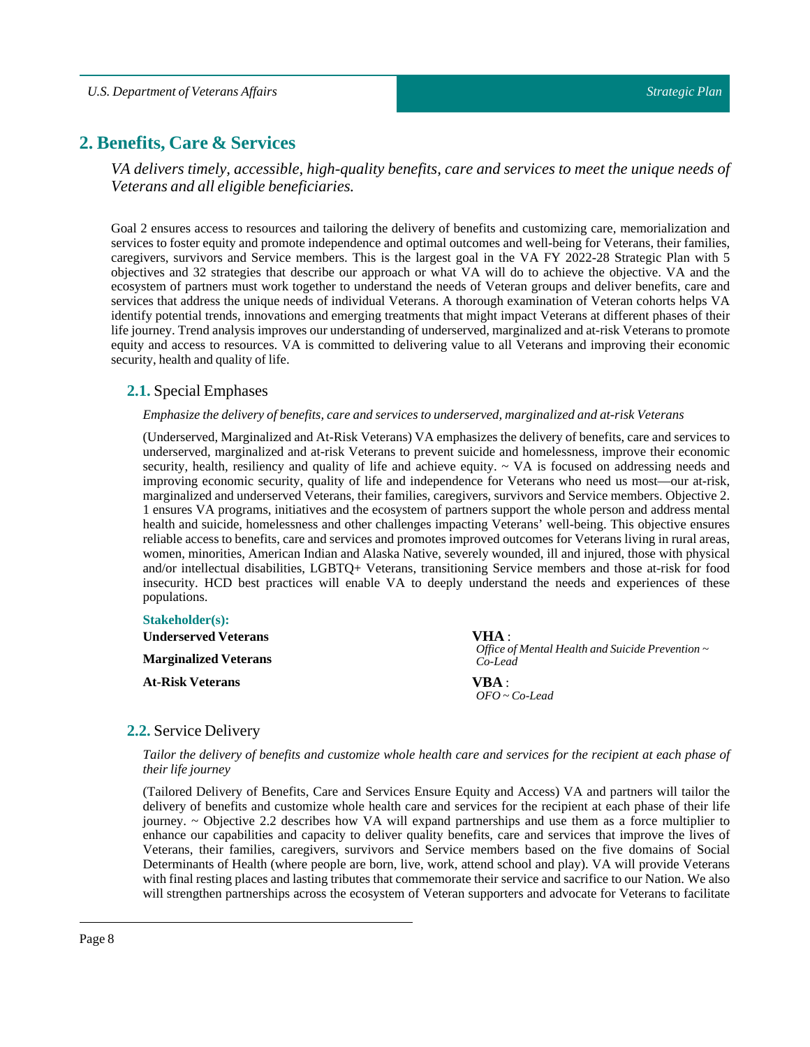## 2. Benefits, Care & Services

*VA delivers timely, accessible, high-quality benefits, care and services to meet the unique needs of Veterans and all eligible beneficiaries.*

Goal 2 ensures access to resources and tailoring the delivery of benefits and customizing care, memorialization and services to foster equity and promote independence and optimal outcomes and well-being for Veterans, their families, caregivers, survivors and Service members. This is the largest goal in the VA FY 2022-28 Strategic Plan with 5 objectives and 32 strategies that describe our approach or what VA will do to achieve the objective. VA and the ecosystem of partners must work together to understand the needs of Veteran groups and deliver benefits, care and services that address the unique needs of individual Veterans. A thorough examination of Veteran cohorts helps VA identify potential trends, innovations and emerging treatments that might impact Veterans at different phases of their life journey. Trend analysis improves our understanding of underserved, marginalized and at-risk Veterans to promote equity and access to resources. VA is committed to delivering value to all Veterans and improving their economic security, health and quality of life.

### 2.1. Special Emphases

*Emphasize the delivery of benefits, care and services to underserved, marginalized and at-risk Veterans*

(Underserved, Marginalized and At-Risk Veterans) VA emphasizes the delivery of benefits, care and services to underserved, marginalized and at-risk Veterans to prevent suicide and homelessness, improve their economic security, health, resiliency and quality of life and achieve equity. ~ VA is focused on addressing needs and improving economic security, quality of life and independence for Veterans who need us most—our at-risk, marginalized and underserved Veterans, their families, caregivers, survivors and Service members. Objective 2. 1 ensures VA programs, initiatives and the ecosystem of partners support the whole person and address mental health and suicide, homelessness and other challenges impacting Veterans' well-being. This objective ensures reliable access to benefits, care and services and promotes improved outcomes for Veterans living in rural areas, women, minorities, American Indian and Alaska Native, severely wounded, ill and injured, those with physical and/or intellectual disabilities, LGBTQ+ Veterans, transitioning Service members and those at-risk for food insecurity. HCD best practices will enable VA to deeply understand the needs and experiences of these populations.

**Stakeholder(s):**

**Underserved Veterans**

**Marginalized Veterans**

**At-Risk Veterans**

**VHA** :
*Office of Mental Health and Suicide Prevention ~ Co-Lead*

**VBA** :
*OFO ~ Co-Lead*

### 2.2. Service Delivery

*Tailor the delivery of benefits and customize whole health care and services for the recipient at each phase of their life journey*

(Tailored Delivery of Benefits, Care and Services Ensure Equity and Access) VA and partners will tailor the delivery of benefits and customize whole health care and services for the recipient at each phase of their life journey. ~ Objective 2.2 describes how VA will expand partnerships and use them as a force multiplier to enhance our capabilities and capacity to deliver quality benefits, care and services that improve the lives of Veterans, their families, caregivers, survivors and Service members based on the five domains of Social Determinants of Health (where people are born, live, work, attend school and play). VA will provide Veterans with final resting places and lasting tributes that commemorate their service and sacrifice to our Nation. We also will strengthen partnerships across the ecosystem of Veteran supporters and advocate for Veterans to facilitate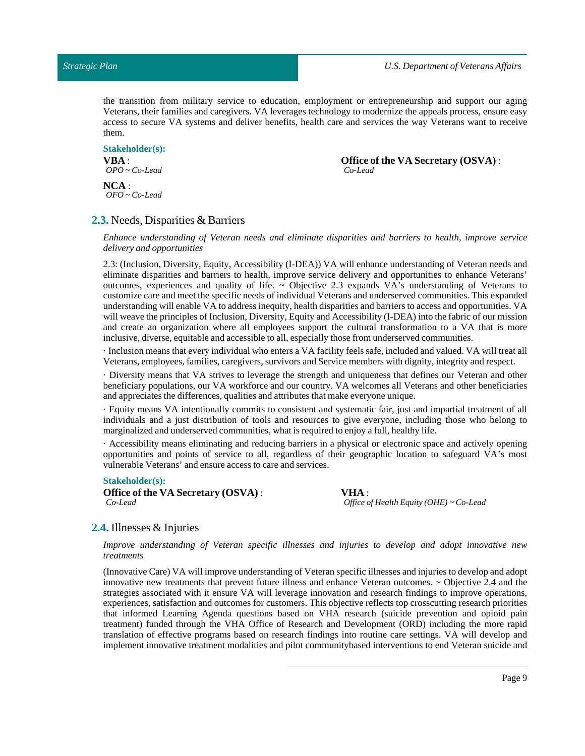the transition from military service to education, employment or entrepreneurship and support our aging Veterans, their families and caregivers. VA leverages technology to modernize the appeals process, ensure easy access to secure VA systems and deliver benefits, health care and services the way Veterans want to receive them.

**Stakeholder(s):**

**VBA** :
*OPO ~ Co-Lead*

**NCA** :
*OFO ~ Co-Lead*

**Office of the VA Secretary (OSVA)** :
*Co-Lead*

## 2.3. Needs, Disparities & Barriers

*Enhance understanding of Veteran needs and eliminate disparities and barriers to health, improve service delivery and opportunities*

2.3: (Inclusion, Diversity, Equity, Accessibility (I-DEA)) VA will enhance understanding of Veteran needs and eliminate disparities and barriers to health, improve service delivery and opportunities to enhance Veterans' outcomes, experiences and quality of life. ~ Objective 2.3 expands VA's understanding of Veterans to customize care and meet the specific needs of individual Veterans and underserved communities. This expanded understanding will enable VA to address inequity, health disparities and barriers to access and opportunities. VA will weave the principles of Inclusion, Diversity, Equity and Accessibility (I-DEA) into the fabric of our mission and create an organization where all employees support the cultural transformation to a VA that is more inclusive, diverse, equitable and accessible to all, especially those from underserved communities.

· Inclusion means that every individual who enters a VA facility feels safe, included and valued. VA will treat all Veterans, employees, families, caregivers, survivors and Service members with dignity, integrity and respect.

· Diversity means that VA strives to leverage the strength and uniqueness that defines our Veteran and other beneficiary populations, our VA workforce and our country. VA welcomes all Veterans and other beneficiaries and appreciates the differences, qualities and attributes that make everyone unique.

· Equity means VA intentionally commits to consistent and systematic fair, just and impartial treatment of all individuals and a just distribution of tools and resources to give everyone, including those who belong to marginalized and underserved communities, what is required to enjoy a full, healthy life.

· Accessibility means eliminating and reducing barriers in a physical or electronic space and actively opening opportunities and points of service to all, regardless of their geographic location to safeguard VA's most vulnerable Veterans' and ensure access to care and services.

**Stakeholder(s):**

**Office of the VA Secretary (OSVA)** :
*Co-Lead*

**VHA** :
*Office of Health Equity (OHE) ~ Co-Lead*

## 2.4. Illnesses & Injuries

*Improve understanding of Veteran specific illnesses and injuries to develop and adopt innovative new treatments*

(Innovative Care) VA will improve understanding of Veteran specific illnesses and injuries to develop and adopt innovative new treatments that prevent future illness and enhance Veteran outcomes. ~ Objective 2.4 and the strategies associated with it ensure VA will leverage innovation and research findings to improve operations, experiences, satisfaction and outcomes for customers. This objective reflects top crosscutting research priorities that informed Learning Agenda questions based on VHA research (suicide prevention and opioid pain treatment) funded through the VHA Office of Research and Development (ORD) including the more rapid translation of effective programs based on research findings into routine care settings. VA will develop and implement innovative treatment modalities and pilot communitybased interventions to end Veteran suicide and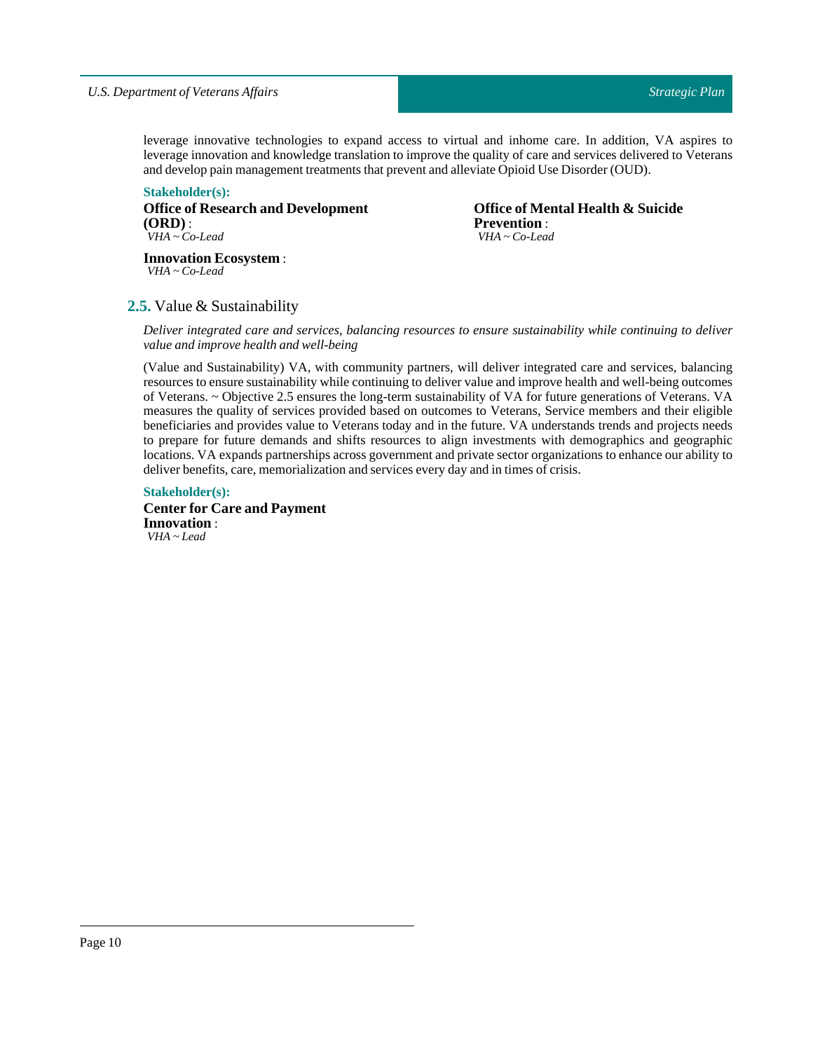leverage innovative technologies to expand access to virtual and inhome care. In addition, VA aspires to leverage innovation and knowledge translation to improve the quality of care and services delivered to Veterans and develop pain management treatments that prevent and alleviate Opioid Use Disorder (OUD).

**Stakeholder(s):**

**Office of Research and Development (ORD)** :
*VHA ~ Co-Lead*

**Office of Mental Health & Suicide Prevention** :
*VHA ~ Co-Lead*

**Innovation Ecosystem** :
*VHA ~ Co-Lead*

## 2.5. Value & Sustainability

*Deliver integrated care and services, balancing resources to ensure sustainability while continuing to deliver value and improve health and well-being*

(Value and Sustainability) VA, with community partners, will deliver integrated care and services, balancing resources to ensure sustainability while continuing to deliver value and improve health and well-being outcomes of Veterans. ~ Objective 2.5 ensures the long-term sustainability of VA for future generations of Veterans. VA measures the quality of services provided based on outcomes to Veterans, Service members and their eligible beneficiaries and provides value to Veterans today and in the future. VA understands trends and projects needs to prepare for future demands and shifts resources to align investments with demographics and geographic locations. VA expands partnerships across government and private sector organizations to enhance our ability to deliver benefits, care, memorialization and services every day and in times of crisis.

**Stakeholder(s):**

**Center for Care and Payment Innovation** :
*VHA ~ Lead*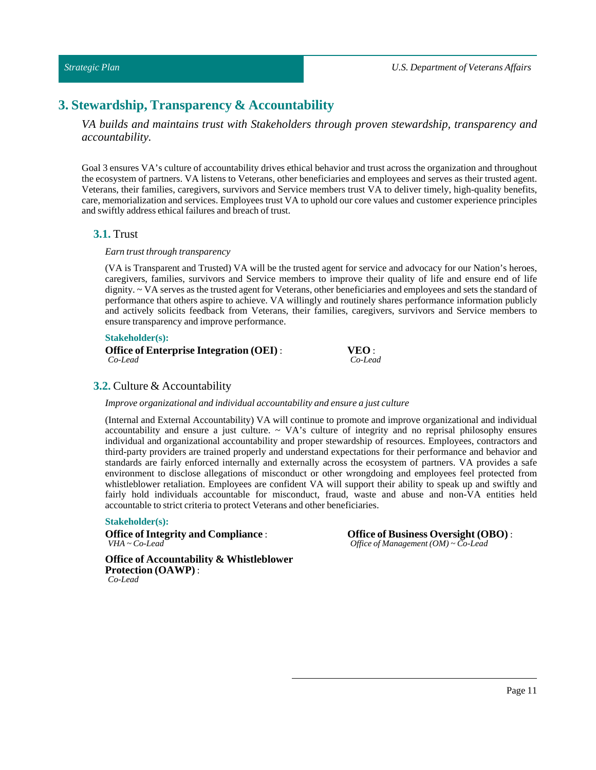# 3. Stewardship, Transparency & Accountability

*VA builds and maintains trust with Stakeholders through proven stewardship, transparency and accountability.*

Goal 3 ensures VA's culture of accountability drives ethical behavior and trust across the organization and throughout the ecosystem of partners. VA listens to Veterans, other beneficiaries and employees and serves as their trusted agent. Veterans, their families, caregivers, survivors and Service members trust VA to deliver timely, high-quality benefits, care, memorialization and services. Employees trust VA to uphold our core values and customer experience principles and swiftly address ethical failures and breach of trust.

## 3.1. Trust

*Earn trust through transparency*

(VA is Transparent and Trusted) VA will be the trusted agent for service and advocacy for our Nation's heroes, caregivers, families, survivors and Service members to improve their quality of life and ensure end of life dignity. ~ VA serves as the trusted agent for Veterans, other beneficiaries and employees and sets the standard of performance that others aspire to achieve. VA willingly and routinely shares performance information publicly and actively solicits feedback from Veterans, their families, caregivers, survivors and Service members to ensure transparency and improve performance.

**Stakeholder(s):**

**Office of Enterprise Integration (OEI)** :
*Co-Lead*

**VEO** :
*Co-Lead*

## 3.2. Culture & Accountability

*Improve organizational and individual accountability and ensure a just culture*

(Internal and External Accountability) VA will continue to promote and improve organizational and individual accountability and ensure a just culture. ~ VA's culture of integrity and no reprisal philosophy ensures individual and organizational accountability and proper stewardship of resources. Employees, contractors and third-party providers are trained properly and understand expectations for their performance and behavior and standards are fairly enforced internally and externally across the ecosystem of partners. VA provides a safe environment to disclose allegations of misconduct or other wrongdoing and employees feel protected from whistleblower retaliation. Employees are confident VA will support their ability to speak up and swiftly and fairly hold individuals accountable for misconduct, fraud, waste and abuse and non-VA entities held accountable to strict criteria to protect Veterans and other beneficiaries.

**Stakeholder(s):**

**Office of Integrity and Compliance** :
*VHA ~ Co-Lead*

**Office of Accountability & Whistleblower Protection (OAWP)** :
*Co-Lead*

**Office of Business Oversight (OBO)** :
*Office of Management (OM) ~ Co-Lead*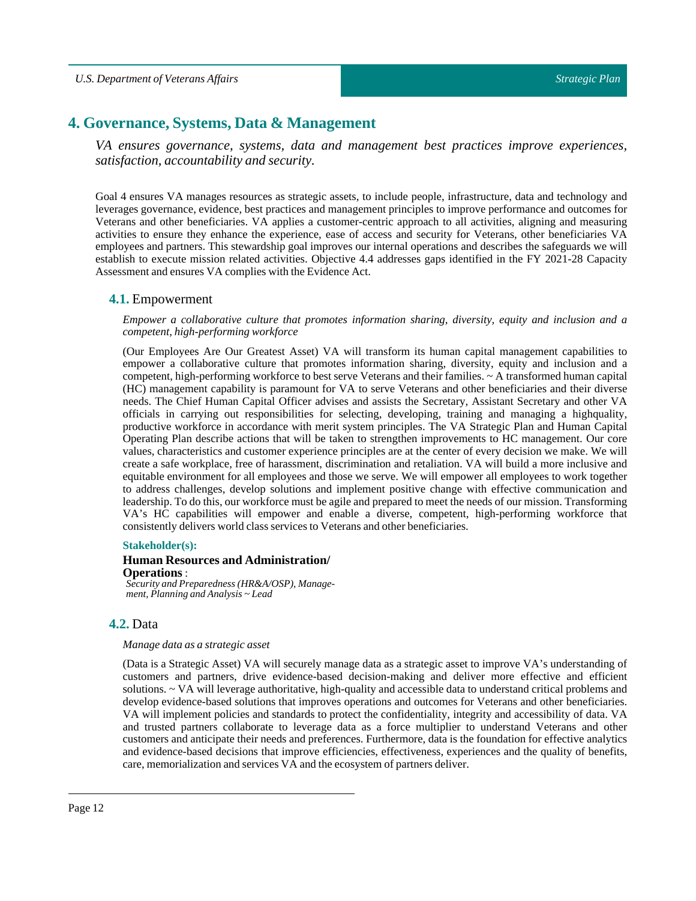## 4. Governance, Systems, Data & Management

*VA ensures governance, systems, data and management best practices improve experiences, satisfaction, accountability and security.*

Goal 4 ensures VA manages resources as strategic assets, to include people, infrastructure, data and technology and leverages governance, evidence, best practices and management principles to improve performance and outcomes for Veterans and other beneficiaries. VA applies a customer-centric approach to all activities, aligning and measuring activities to ensure they enhance the experience, ease of access and security for Veterans, other beneficiaries VA employees and partners. This stewardship goal improves our internal operations and describes the safeguards we will establish to execute mission related activities. Objective 4.4 addresses gaps identified in the FY 2021-28 Capacity Assessment and ensures VA complies with the Evidence Act.

### 4.1. Empowerment

*Empower a collaborative culture that promotes information sharing, diversity, equity and inclusion and a competent, high-performing workforce*

(Our Employees Are Our Greatest Asset) VA will transform its human capital management capabilities to empower a collaborative culture that promotes information sharing, diversity, equity and inclusion and a competent, high-performing workforce to best serve Veterans and their families. ~ A transformed human capital (HC) management capability is paramount for VA to serve Veterans and other beneficiaries and their diverse needs. The Chief Human Capital Officer advises and assists the Secretary, Assistant Secretary and other VA officials in carrying out responsibilities for selecting, developing, training and managing a highquality, productive workforce in accordance with merit system principles. The VA Strategic Plan and Human Capital Operating Plan describe actions that will be taken to strengthen improvements to HC management. Our core values, characteristics and customer experience principles are at the center of every decision we make. We will create a safe workplace, free of harassment, discrimination and retaliation. VA will build a more inclusive and equitable environment for all employees and those we serve. We will empower all employees to work together to address challenges, develop solutions and implement positive change with effective communication and leadership. To do this, our workforce must be agile and prepared to meet the needs of our mission. Transforming VA's HC capabilities will empower and enable a diverse, competent, high-performing workforce that consistently delivers world class services to Veterans and other beneficiaries.

**Stakeholder(s):**

**Human Resources and Administration/ Operations** :
*Security and Preparedness (HR&A/OSP), Management, Planning and Analysis ~ Lead*

### 4.2. Data

*Manage data as a strategic asset*

(Data is a Strategic Asset) VA will securely manage data as a strategic asset to improve VA's understanding of customers and partners, drive evidence-based decision-making and deliver more effective and efficient solutions. ~ VA will leverage authoritative, high-quality and accessible data to understand critical problems and develop evidence-based solutions that improves operations and outcomes for Veterans and other beneficiaries. VA will implement policies and standards to protect the confidentiality, integrity and accessibility of data. VA and trusted partners collaborate to leverage data as a force multiplier to understand Veterans and other customers and anticipate their needs and preferences. Furthermore, data is the foundation for effective analytics and evidence-based decisions that improve efficiencies, effectiveness, experiences and the quality of benefits, care, memorialization and services VA and the ecosystem of partners deliver.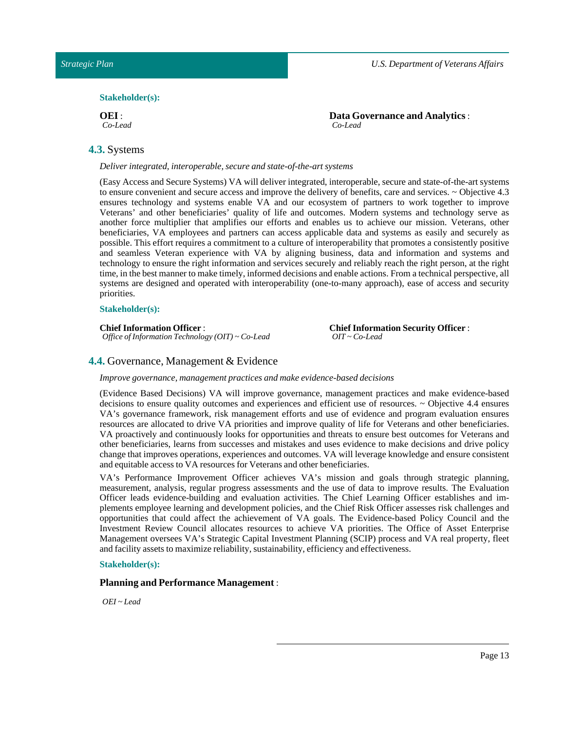**Stakeholder(s):**

**OEI** :
*Co-Lead*

**Data Governance and Analytics** :
*Co-Lead*

## 4.3. Systems

*Deliver integrated, interoperable, secure and state-of-the-art systems*

(Easy Access and Secure Systems) VA will deliver integrated, interoperable, secure and state-of-the-art systems to ensure convenient and secure access and improve the delivery of benefits, care and services. ~ Objective 4.3 ensures technology and systems enable VA and our ecosystem of partners to work together to improve Veterans' and other beneficiaries' quality of life and outcomes. Modern systems and technology serve as another force multiplier that amplifies our efforts and enables us to achieve our mission. Veterans, other beneficiaries, VA employees and partners can access applicable data and systems as easily and securely as possible. This effort requires a commitment to a culture of interoperability that promotes a consistently positive and seamless Veteran experience with VA by aligning business, data and information and systems and technology to ensure the right information and services securely and reliably reach the right person, at the right time, in the best manner to make timely, informed decisions and enable actions. From a technical perspective, all systems are designed and operated with interoperability (one-to-many approach), ease of access and security priorities.

**Stakeholder(s):**

**Chief Information Officer** :
*Office of Information Technology (OIT) ~ Co-Lead*

**Chief Information Security Officer** :
*OIT ~ Co-Lead*

## 4.4. Governance, Management & Evidence

*Improve governance, management practices and make evidence-based decisions*

(Evidence Based Decisions) VA will improve governance, management practices and make evidence-based decisions to ensure quality outcomes and experiences and efficient use of resources. ~ Objective 4.4 ensures VA's governance framework, risk management efforts and use of evidence and program evaluation ensures resources are allocated to drive VA priorities and improve quality of life for Veterans and other beneficiaries. VA proactively and continuously looks for opportunities and threats to ensure best outcomes for Veterans and other beneficiaries, learns from successes and mistakes and uses evidence to make decisions and drive policy change that improves operations, experiences and outcomes. VA will leverage knowledge and ensure consistent and equitable access to VA resources for Veterans and other beneficiaries.

VA's Performance Improvement Officer achieves VA's mission and goals through strategic planning, measurement, analysis, regular progress assessments and the use of data to improve results. The Evaluation Officer leads evidence-building and evaluation activities. The Chief Learning Officer establishes and implements employee learning and development policies, and the Chief Risk Officer assesses risk challenges and opportunities that could affect the achievement of VA goals. The Evidence-based Policy Council and the Investment Review Council allocates resources to achieve VA priorities. The Office of Asset Enterprise Management oversees VA's Strategic Capital Investment Planning (SCIP) process and VA real property, fleet and facility assets to maximize reliability, sustainability, efficiency and effectiveness.

**Stakeholder(s):**

**Planning and Performance Management** :

*OEI ~ Lead*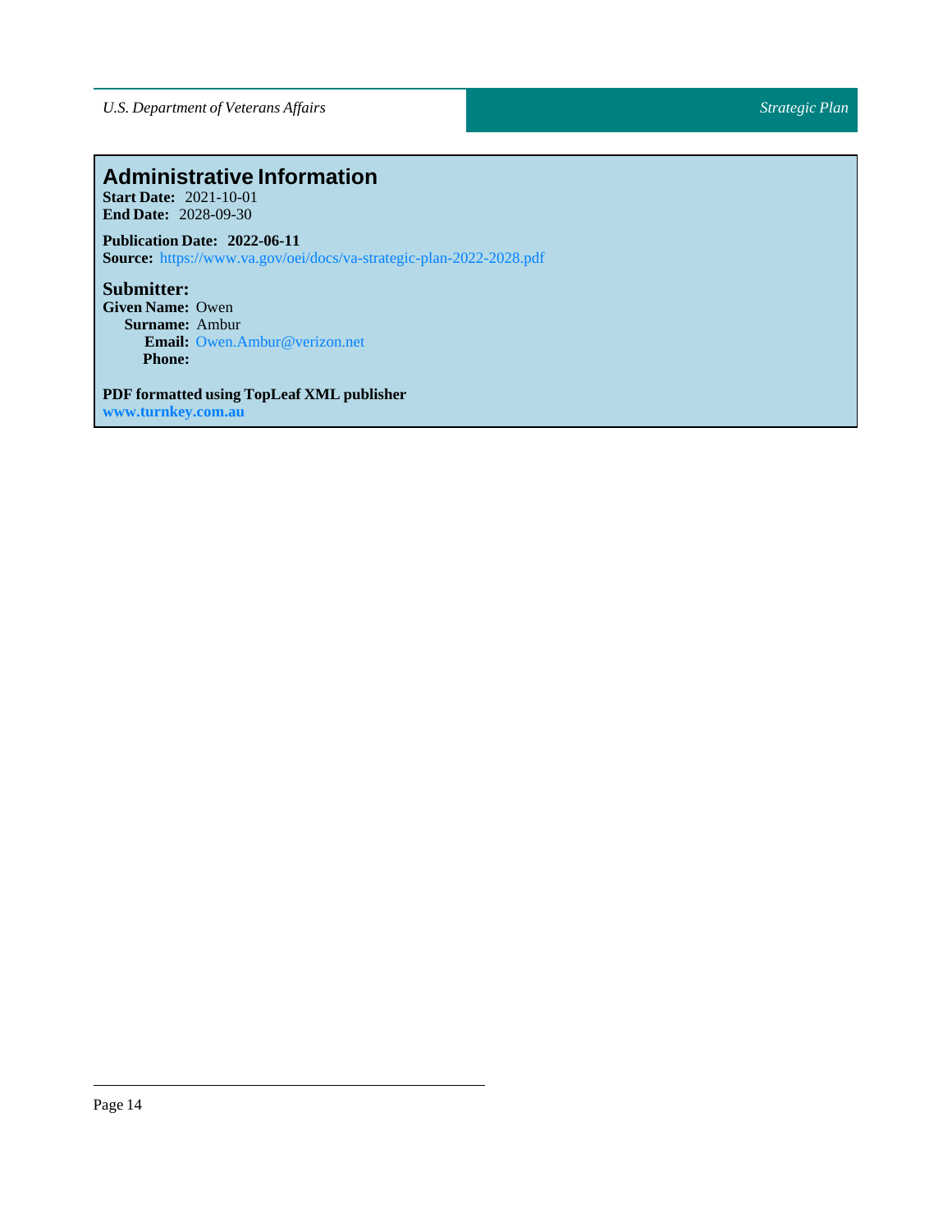## Administrative Information

**Start Date:** 2021-10-01
**End Date:** 2028-09-30

**Publication Date:** **2022-06-11**
**Source:** https://www.va.gov/oei/docs/va-strategic-plan-2022-2028.pdf

### Submitter:

**Given Name:** Owen
**Surname:** Ambur
**Email:** Owen.Ambur@verizon.net
**Phone:**

**PDF formatted using TopLeaf XML publisher**
**www.turnkey.com.au**